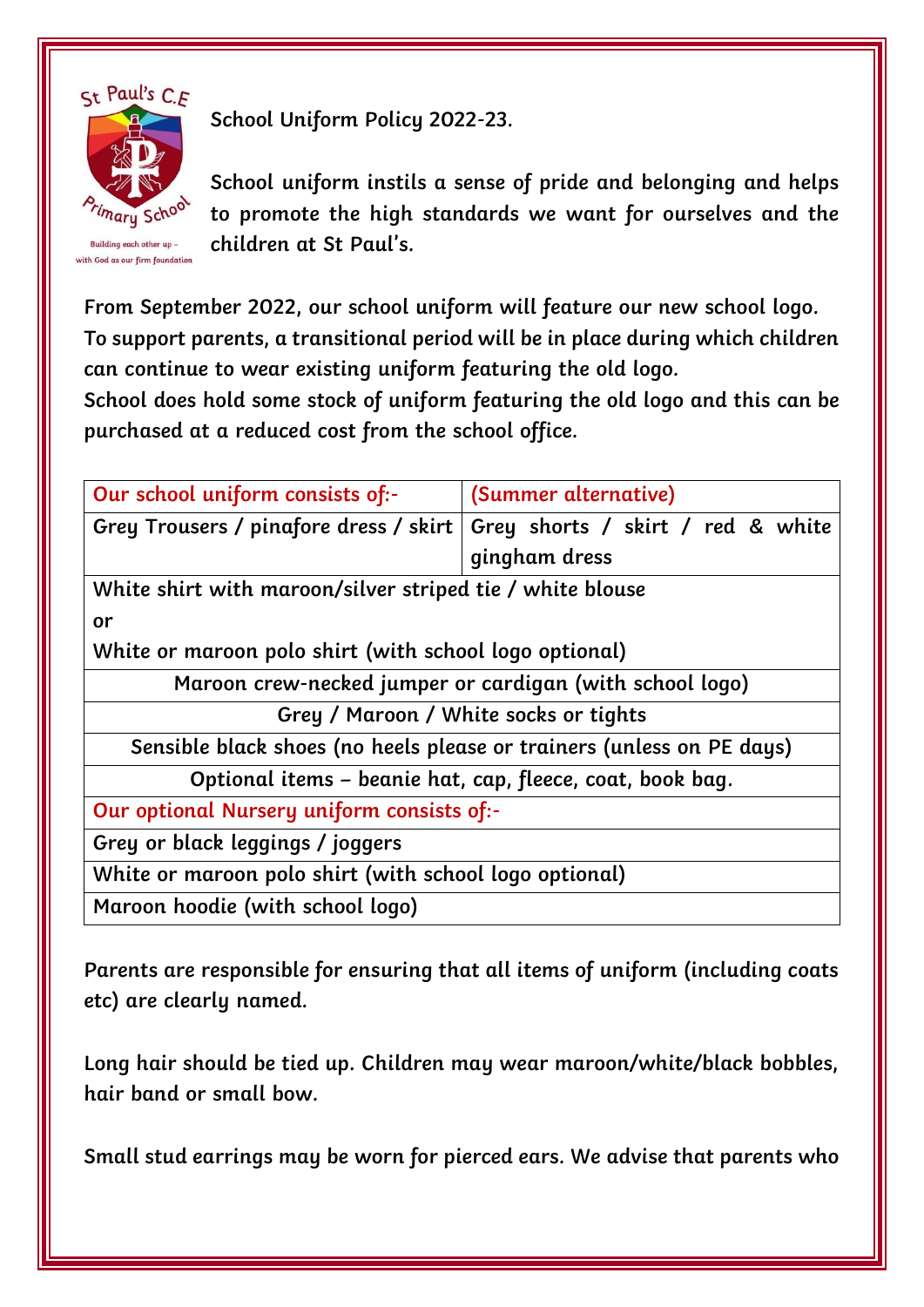St Paul's C.E Primary School

Building each other up – with God as our firm foundation

# School Uniform Policy 2022-23.

School uniform instils a sense of pride and belonging and helps to promote the high standards we want for ourselves and the children at St Paul's.

From September 2022, our school uniform will feature our new school logo. To support parents, a transitional period will be in place during which children can continue to wear existing uniform featuring the old logo.
School does hold some stock of uniform featuring the old logo and this can be purchased at a reduced cost from the school office.

| Our school uniform consists of:- | (Summer alternative) |
|---|---|
| Grey Trousers / pinafore dress / skirt | Grey shorts / skirt / red & white gingham dress |
| White shirt with maroon/silver striped tie / white blouse<br>or<br>White or maroon polo shirt (with school logo optional) | |
| Maroon crew-necked jumper or cardigan (with school logo) | |
| Grey / Maroon / White socks or tights | |
| Sensible black shoes (no heels please or trainers (unless on PE days) | |
| Optional items – beanie hat, cap, fleece, coat, book bag. | |
| **Our optional Nursery uniform consists of:-** | |
| Grey or black leggings / joggers | |
| White or maroon polo shirt (with school logo optional) | |
| Maroon hoodie (with school logo) | |

Parents are responsible for ensuring that all items of uniform (including coats etc) are clearly named.

Long hair should be tied up. Children may wear maroon/white/black bobbles, hair band or small bow.

Small stud earrings may be worn for pierced ears. We advise that parents who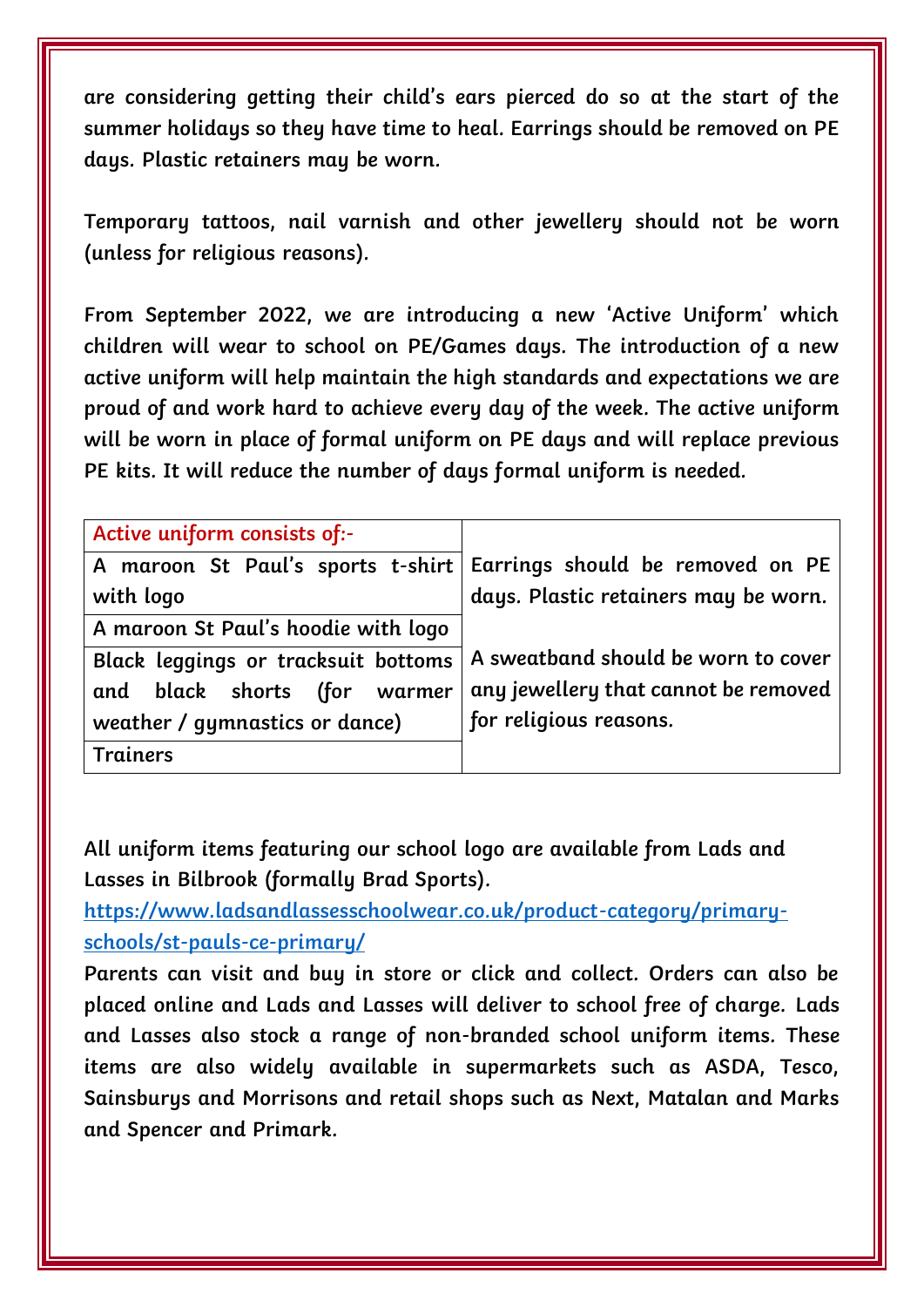are considering getting their child's ears pierced do so at the start of the summer holidays so they have time to heal. Earrings should be removed on PE days. Plastic retainers may be worn.

Temporary tattoos, nail varnish and other jewellery should not be worn (unless for religious reasons).

From September 2022, we are introducing a new 'Active Uniform' which children will wear to school on PE/Games days. The introduction of a new active uniform will help maintain the high standards and expectations we are proud of and work hard to achieve every day of the week. The active uniform will be worn in place of formal uniform on PE days and will replace previous PE kits. It will reduce the number of days formal uniform is needed.

| Active uniform consists of:- | |
|---|---|
| A maroon St Paul's sports t-shirt with logo | Earrings should be removed on PE days. Plastic retainers may be worn. |
| A maroon St Paul's hoodie with logo | |
| Black leggings or tracksuit bottoms and black shorts (for warmer weather / gymnastics or dance) | A sweatband should be worn to cover any jewellery that cannot be removed for religious reasons. |
| Trainers | |

All uniform items featuring our school logo are available from Lads and Lasses in Bilbrook (formally Brad Sports).
https://www.ladsandlassesschoolwear.co.uk/product-category/primary-schools/st-pauls-ce-primary/
Parents can visit and buy in store or click and collect. Orders can also be placed online and Lads and Lasses will deliver to school free of charge. Lads and Lasses also stock a range of non-branded school uniform items. These items are also widely available in supermarkets such as ASDA, Tesco, Sainsburys and Morrisons and retail shops such as Next, Matalan and Marks and Spencer and Primark.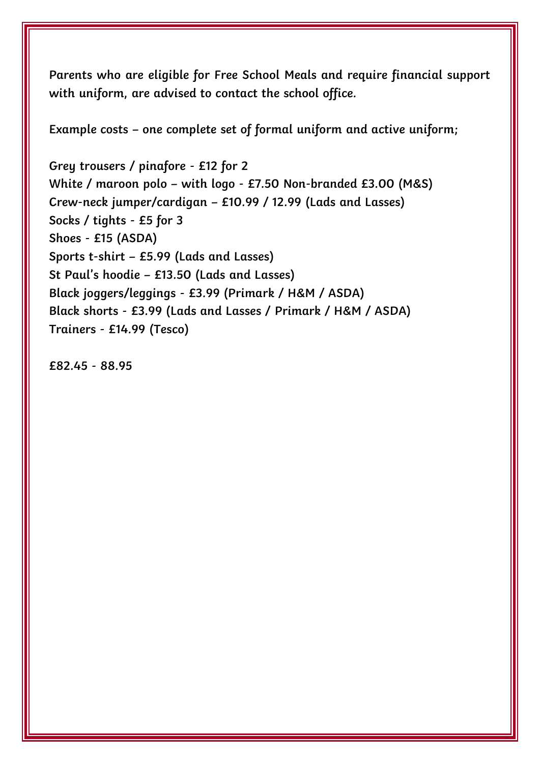Parents who are eligible for Free School Meals and require financial support with uniform, are advised to contact the school office.

Example costs – one complete set of formal uniform and active uniform;

Grey trousers / pinafore - £12 for 2
White / maroon polo – with logo - £7.50 Non-branded £3.00 (M&S)
Crew-neck jumper/cardigan – £10.99 / 12.99 (Lads and Lasses)
Socks / tights - £5 for 3
Shoes - £15 (ASDA)
Sports t-shirt – £5.99 (Lads and Lasses)
St Paul's hoodie – £13.50 (Lads and Lasses)
Black joggers/leggings - £3.99 (Primark / H&M / ASDA)
Black shorts - £3.99 (Lads and Lasses / Primark / H&M / ASDA)
Trainers - £14.99 (Tesco)

£82.45 - 88.95